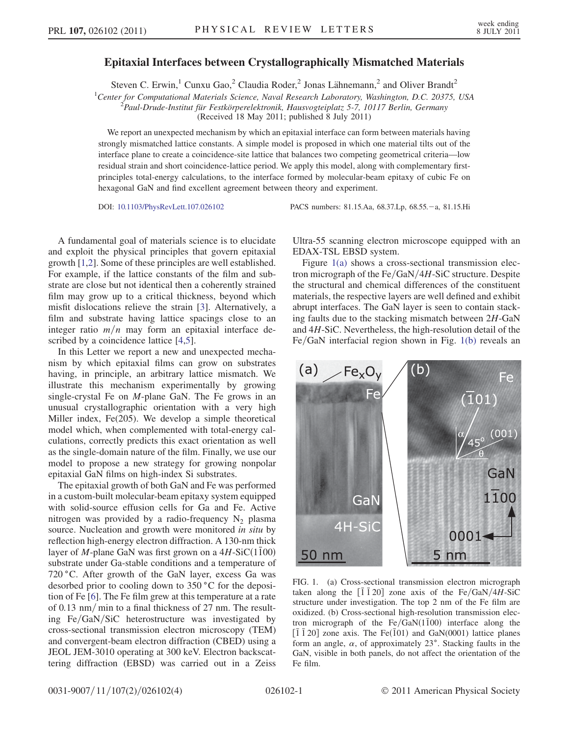# Epitaxial Interfaces between Crystallographically Mismatched Materials

Steven C. Erwin,[1] Cunxu Gao,[2] Claudia Roder,[2] Jonas Lähnemann,[2] and Oliver Brandt[2]

[1]*Center for Computational Materials Science, Naval Research Laboratory, Washington, D.C. 20375, USA*
[2]*Paul-Drude-Institut für Festkörperelektronik, Hausvogteiplatz 5-7, 10117 Berlin, Germany*
(Received 18 May 2011; published 8 July 2011)

We report an unexpected mechanism by which an epitaxial interface can form between materials having strongly mismatched lattice constants. A simple model is proposed in which one material tilts out of the interface plane to create a coincidence-site lattice that balances two competing geometrical criteria—low residual strain and short coincidence-lattice period. We apply this model, along with complementary first-principles total-energy calculations, to the interface formed by molecular-beam epitaxy of cubic Fe on hexagonal GaN and find excellent agreement between theory and experiment.

DOI: 10.1103/PhysRevLett.107.026102 PACS numbers: 81.15.Aa, 68.37.Lp, 68.55.−a, 81.15.Hi

A fundamental goal of materials science is to elucidate and exploit the physical principles that govern epitaxial growth [1,2]. Some of these principles are well established. For example, if the lattice constants of the film and substrate are close but not identical then a coherently strained film may grow up to a critical thickness, beyond which misfit dislocations relieve the strain [3]. Alternatively, a film and substrate having lattice spacings close to an integer ratio $m/n$ may form an epitaxial interface described by a coincidence lattice [4,5].

In this Letter we report a new and unexpected mechanism by which epitaxial films can grow on substrates having, in principle, an arbitrary lattice mismatch. We illustrate this mechanism experimentally by growing single-crystal Fe on *M*-plane GaN. The Fe grows in an unusual crystallographic orientation with a very high Miller index, Fe(205). We develop a simple theoretical model which, when complemented with total-energy calculations, correctly predicts this exact orientation as well as the single-domain nature of the film. Finally, we use our model to propose a new strategy for growing nonpolar epitaxial GaN films on high-index Si substrates.

The epitaxial growth of both GaN and Fe was performed in a custom-built molecular-beam epitaxy system equipped with solid-source effusion cells for Ga and Fe. Active nitrogen was provided by a radio-frequency $N_2$ plasma source. Nucleation and growth were monitored *in situ* by reflection high-energy electron diffraction. A 130-nm thick layer of *M*-plane GaN was first grown on a 4*H*-SiC$(1\bar{1}00)$ substrate under Ga-stable conditions and a temperature of 720 °C. After growth of the GaN layer, excess Ga was desorbed prior to cooling down to 350 °C for the deposition of Fe [6]. The Fe film grew at this temperature at a rate of 0.13 nm/min to a final thickness of 27 nm. The resulting Fe/GaN/SiC heterostructure was investigated by cross-sectional transmission electron microscopy (TEM) and convergent-beam electron diffraction (CBED) using a JEOL JEM-3010 operating at 300 keV. Electron backscattering diffraction (EBSD) was carried out in a Zeiss Ultra-55 scanning electron microscope equipped with an EDAX-TSL EBSD system.

Figure 1(a) shows a cross-sectional transmission electron micrograph of the Fe/GaN/4*H*-SiC structure. Despite the structural and chemical differences of the constituent materials, the respective layers are well defined and exhibit abrupt interfaces. The GaN layer is seen to contain stacking faults due to the stacking mismatch between 2*H*-GaN and 4*H*-SiC. Nevertheless, the high-resolution detail of the Fe/GaN interfacial region shown in Fig. 1(b) reveals an

FIG. 1. (a) Cross-sectional transmission electron micrograph taken along the $[\bar{1}\,\bar{1}\,20]$ zone axis of the Fe/GaN/4*H*-SiC structure under investigation. The top 2 nm of the Fe film are oxidized. (b) Cross-sectional high-resolution transmission electron micrograph of the Fe/GaN$(1\bar{1}00)$ interface along the $[\bar{1}\,\bar{1}\,20]$ zone axis. The Fe$(\bar{1}01)$ and GaN(0001) lattice planes form an angle, $\alpha$, of approximately 23°. Stacking faults in the GaN, visible in both panels, do not affect the orientation of the Fe film.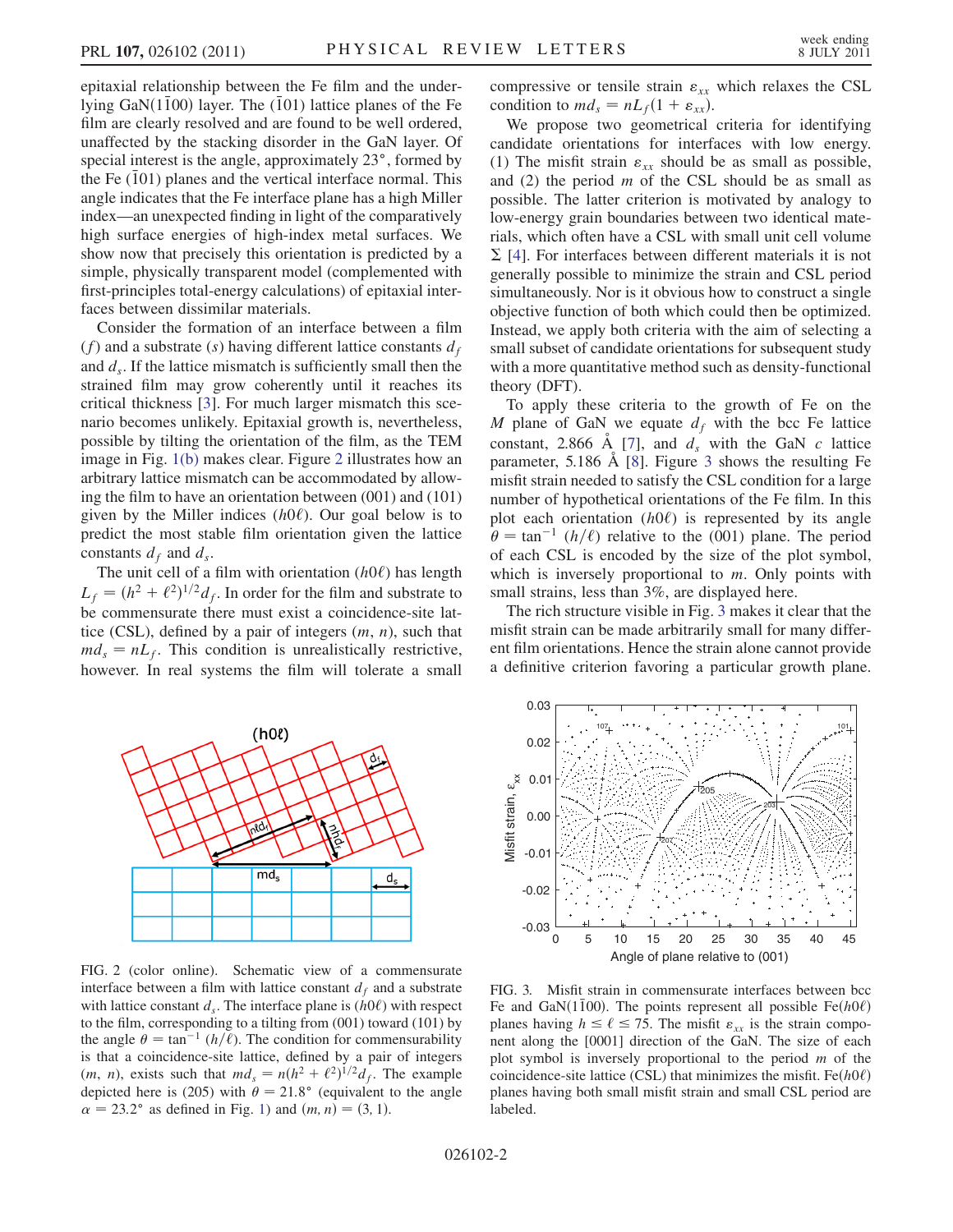epitaxial relationship between the Fe film and the underlying GaN($1\bar{1}00$) layer. The ($\bar{1}01$) lattice planes of the Fe film are clearly resolved and are found to be well ordered, unaffected by the stacking disorder in the GaN layer. Of special interest is the angle, approximately 23°, formed by the Fe ($\bar{1}01$) planes and the vertical interface normal. This angle indicates that the Fe interface plane has a high Miller index—an unexpected finding in light of the comparatively high surface energies of high-index metal surfaces. We show now that precisely this orientation is predicted by a simple, physically transparent model (complemented with first-principles total-energy calculations) of epitaxial interfaces between dissimilar materials.

Consider the formation of an interface between a film ($f$) and a substrate ($s$) having different lattice constants $d_f$ and $d_s$. If the lattice mismatch is sufficiently small then the strained film may grow coherently until it reaches its critical thickness [3]. For much larger mismatch this scenario becomes unlikely. Epitaxial growth is, nevertheless, possible by tilting the orientation of the film, as the TEM image in Fig. 1(b) makes clear. Figure 2 illustrates how an arbitrary lattice mismatch can be accommodated by allowing the film to have an orientation between (001) and (101) given by the Miller indices ($h0\ell$). Our goal below is to predict the most stable film orientation given the lattice constants $d_f$ and $d_s$.

The unit cell of a film with orientation ($h0\ell$) has length $L_f = (h^2 + \ell^2)^{1/2} d_f$. In order for the film and substrate to be commensurate there must exist a coincidence-site lattice (CSL), defined by a pair of integers ($m$, $n$), such that $md_s = nL_f$. This condition is unrealistically restrictive, however. In real systems the film will tolerate a small compressive or tensile strain $\varepsilon_{xx}$ which relaxes the CSL condition to $md_s = nL_f(1 + \varepsilon_{xx})$.

We propose two geometrical criteria for identifying candidate orientations for interfaces with low energy. (1) The misfit strain $\varepsilon_{xx}$ should be as small as possible, and (2) the period $m$ of the CSL should be as small as possible. The latter criterion is motivated by analogy to low-energy grain boundaries between two identical materials, which often have a CSL with small unit cell volume $\Sigma$ [4]. For interfaces between different materials it is not generally possible to minimize the strain and CSL period simultaneously. Nor is it obvious how to construct a single objective function of both which could then be optimized. Instead, we apply both criteria with the aim of selecting a small subset of candidate orientations for subsequent study with a more quantitative method such as density-functional theory (DFT).

To apply these criteria to the growth of Fe on the $M$ plane of GaN we equate $d_f$ with the bcc Fe lattice constant, 2.866 Å [7], and $d_s$ with the GaN $c$ lattice parameter, 5.186 Å [8]. Figure 3 shows the resulting Fe misfit strain needed to satisfy the CSL condition for a large number of hypothetical orientations of the Fe film. In this plot each orientation ($h0\ell$) is represented by its angle $\theta = \tan^{-1}(h/\ell)$ relative to the (001) plane. The period of each CSL is encoded by the size of the plot symbol, which is inversely proportional to $m$. Only points with small strains, less than 3%, are displayed here.

The rich structure visible in Fig. 3 makes it clear that the misfit strain can be made arbitrarily small for many different film orientations. Hence the strain alone cannot provide a definitive criterion favoring a particular growth plane.

FIG. 2 (color online). Schematic view of a commensurate interface between a film with lattice constant $d_f$ and a substrate with lattice constant $d_s$. The interface plane is ($h0\ell$) with respect to the film, corresponding to a tilting from (001) toward (101) by the angle $\theta = \tan^{-1}(h/\ell)$. The condition for commensurability is that a coincidence-site lattice, defined by a pair of integers ($m$, $n$), exists such that $md_s = n(h^2 + \ell^2)^{1/2} d_f$. The example depicted here is (205) with $\theta = 21.8°$ (equivalent to the angle $\alpha = 23.2°$ as defined in Fig. 1) and $(m, n) = (3, 1)$.

FIG. 3. Misfit strain in commensurate interfaces between bcc Fe and GaN($1\bar{1}00$). The points represent all possible Fe($h0\ell$) planes having $h \leq \ell \leq 75$. The misfit $\varepsilon_{xx}$ is the strain component along the [0001] direction of the GaN. The size of each plot symbol is inversely proportional to the period $m$ of the coincidence-site lattice (CSL) that minimizes the misfit. Fe($h0\ell$) planes having both small misfit strain and small CSL period are labeled.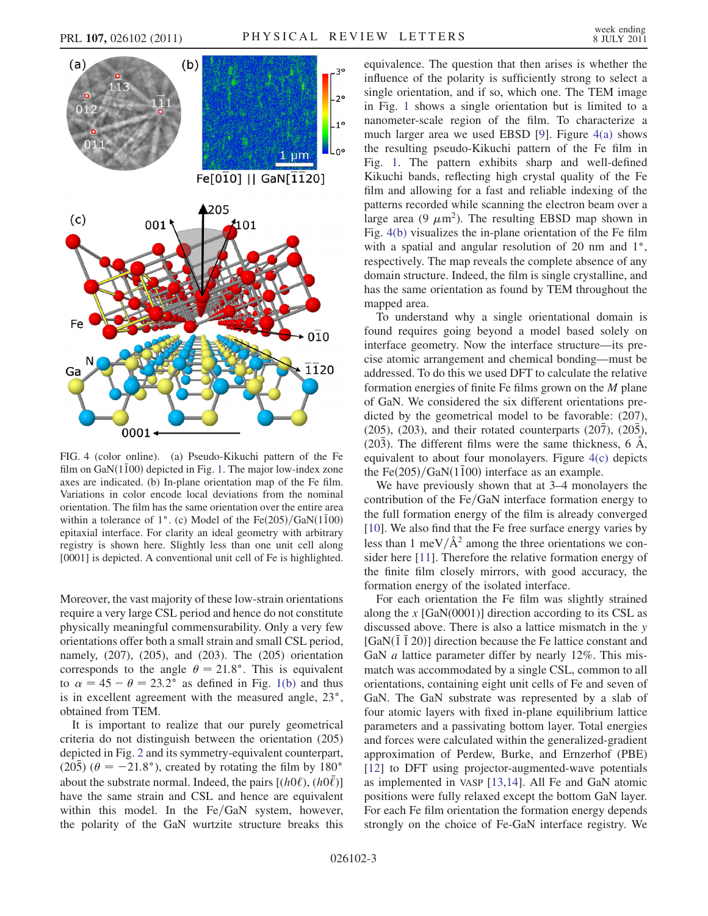FIG. 4 (color online). (a) Pseudo-Kikuchi pattern of the Fe film on GaN($1\bar{1}00$) depicted in Fig. 1. The major low-index zone axes are indicated. (b) In-plane orientation map of the Fe film. Variations in color encode local deviations from the nominal orientation. The film has the same orientation over the entire area within a tolerance of 1°. (c) Model of the Fe(205)/GaN($1\bar{1}00$) epitaxial interface. For clarity an ideal geometry with arbitrary registry is shown here. Slightly less than one unit cell along [0001] is depicted. A conventional unit cell of Fe is highlighted.

Moreover, the vast majority of these low-strain orientations require a very large CSL period and hence do not constitute physically meaningful commensurability. Only a very few orientations offer both a small strain and small CSL period, namely, (207), (205), and (203). The (205) orientation corresponds to the angle $\theta = 21.8°$. This is equivalent to $\alpha = 45 - \theta = 23.2°$ as defined in Fig. 1(b) and thus is in excellent agreement with the measured angle, 23°, obtained from TEM.

It is important to realize that our purely geometrical criteria do not distinguish between the orientation (205) depicted in Fig. 2 and its symmetry-equivalent counterpart, ($20\bar{5}$) ($\theta = -21.8°$), created by rotating the film by 180° about the substrate normal. Indeed, the pairs [$(h0\ell)$, $(h0\bar{\ell})$] have the same strain and CSL and hence are equivalent within this model. In the Fe/GaN system, however, the polarity of the GaN wurtzite structure breaks this equivalence. The question that then arises is whether the influence of the polarity is sufficiently strong to select a single orientation, and if so, which one. The TEM image in Fig. 1 shows a single orientation but is limited to a nanometer-scale region of the film. To characterize a much larger area we used EBSD [9]. Figure 4(a) shows the resulting pseudo-Kikuchi pattern of the Fe film in Fig. 1. The pattern exhibits sharp and well-defined Kikuchi bands, reflecting high crystal quality of the Fe film and allowing for a fast and reliable indexing of the patterns recorded while scanning the electron beam over a large area (9 $\mu m^2$). The resulting EBSD map shown in Fig. 4(b) visualizes the in-plane orientation of the Fe film with a spatial and angular resolution of 20 nm and 1°, respectively. The map reveals the complete absence of any domain structure. Indeed, the film is single crystalline, and has the same orientation as found by TEM throughout the mapped area.

To understand why a single orientational domain is found requires going beyond a model based solely on interface geometry. Now the interface structure—its precise atomic arrangement and chemical bonding—must be addressed. To do this we used DFT to calculate the relative formation energies of finite Fe films grown on the *M* plane of GaN. We considered the six different orientations predicted by the geometrical model to be favorable: (207), (205), (203), and their rotated counterparts ($20\bar{7}$), ($20\bar{5}$), ($20\bar{3}$). The different films were the same thickness, 6 Å, equivalent to about four monolayers. Figure 4(c) depicts the Fe(205)/GaN($1\bar{1}00$) interface as an example.

We have previously shown that at 3–4 monolayers the contribution of the Fe/GaN interface formation energy to the full formation energy of the film is already converged [10]. We also find that the Fe free surface energy varies by less than 1 meV/Å$^2$ among the three orientations we consider here [11]. Therefore the relative formation energy of the finite film closely mirrors, with good accuracy, the formation energy of the isolated interface.

For each orientation the Fe film was slightly strained along the *x* [GaN(0001)] direction according to its CSL as discussed above. There is also a lattice mismatch in the *y* [GaN($\bar{1}\,\bar{1}\,20$)] direction because the Fe lattice constant and GaN *a* lattice parameter differ by nearly 12%. This mismatch was accommodated by a single CSL, common to all orientations, containing eight unit cells of Fe and seven of GaN. The GaN substrate was represented by a slab of four atomic layers with fixed in-plane equilibrium lattice parameters and a passivating bottom layer. Total energies and forces were calculated within the generalized-gradient approximation of Perdew, Burke, and Ernzerhof (PBE) [12] to DFT using projector-augmented-wave potentials as implemented in VASP [13,14]. All Fe and GaN atomic positions were fully relaxed except the bottom GaN layer. For each Fe film orientation the formation energy depends strongly on the choice of Fe-GaN interface registry. We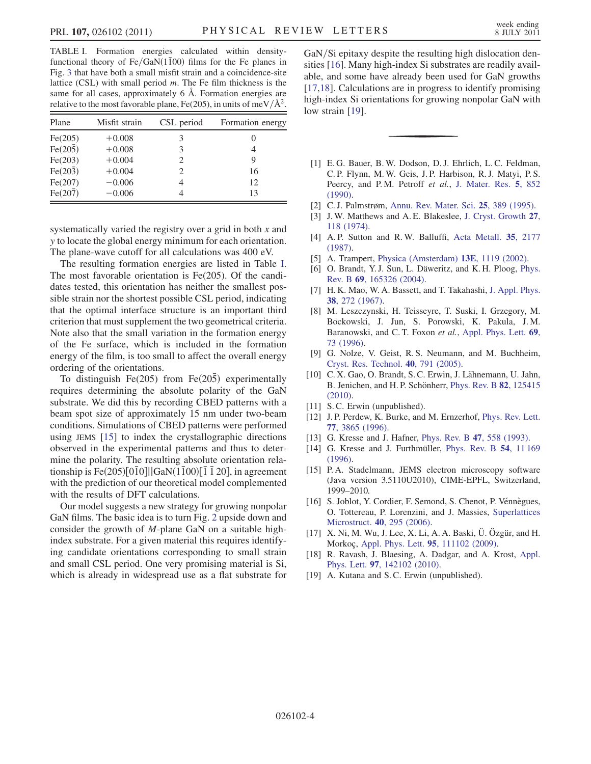TABLE I. Formation energies calculated within density-functional theory of Fe/GaN($1\bar{1}00$) films for the Fe planes in Fig. 3 that have both a small misfit strain and a coincidence-site lattice (CSL) with small period $m$. The Fe film thickness is the same for all cases, approximately 6 Å. Formation energies are relative to the most favorable plane, Fe(205), in units of meV/Å$^2$.

| Plane | Misfit strain | CSL period | Formation energy |
|---|---|---|---|
| Fe(205) | +0.008 | 3 | 0 |
| Fe($20\bar{5}$) | +0.008 | 3 | 4 |
| Fe(203) | +0.004 | 2 | 9 |
| Fe($20\bar{3}$) | +0.004 | 2 | 16 |
| Fe(207) | −0.006 | 4 | 12 |
| Fe($20\bar{7}$) | −0.006 | 4 | 13 |

systematically varied the registry over a grid in both $x$ and $y$ to locate the global energy minimum for each orientation. The plane-wave cutoff for all calculations was 400 eV.

The resulting formation energies are listed in Table I. The most favorable orientation is Fe(205). Of the candidates tested, this orientation has neither the smallest possible strain nor the shortest possible CSL period, indicating that the optimal interface structure is an important third criterion that must supplement the two geometrical criteria. Note also that the small variation in the formation energy of the Fe surface, which is included in the formation energy of the film, is too small to affect the overall energy ordering of the orientations.

To distinguish Fe(205) from Fe($20\bar{5}$) experimentally requires determining the absolute polarity of the GaN substrate. We did this by recording CBED patterns with a beam spot size of approximately 15 nm under two-beam conditions. Simulations of CBED patterns were performed using JEMS [15] to index the crystallographic directions observed in the experimental patterns and thus to determine the polarity. The resulting absolute orientation relationship is Fe(205)[$0\bar{1}0$]||GaN($1\bar{1}00$)[$\bar{1}\,\bar{1}\,20$], in agreement with the prediction of our theoretical model complemented with the results of DFT calculations.

Our model suggests a new strategy for growing nonpolar GaN films. The basic idea is to turn Fig. 2 upside down and consider the growth of $M$-plane GaN on a suitable high-index substrate. For a given material this requires identifying candidate orientations corresponding to small strain and small CSL period. One very promising material is Si, which is already in widespread use as a flat substrate for GaN/Si epitaxy despite the resulting high dislocation densities [16]. Many high-index Si substrates are readily available, and some have already been used for GaN growths [17,18]. Calculations are in progress to identify promising high-index Si orientations for growing nonpolar GaN with low strain [19].

---

[1] E. G. Bauer, B. W. Dodson, D. J. Ehrlich, L. C. Feldman, C. P. Flynn, M. W. Geis, J. P. Harbison, R. J. Matyi, P. S. Peercy, and P. M. Petroff *et al.*, J. Mater. Res. **5**, 852 (1990).

[2] C. J. Palmstrøm, Annu. Rev. Mater. Sci. **25**, 389 (1995).

[3] J. W. Matthews and A. E. Blakeslee, J. Cryst. Growth **27**, 118 (1974).

[4] A. P. Sutton and R. W. Balluffi, Acta Metall. **35**, 2177 (1987).

[5] A. Trampert, Physica (Amsterdam) **13E**, 1119 (2002).

[6] O. Brandt, Y. J. Sun, L. Däweritz, and K. H. Ploog, Phys. Rev. B **69**, 165326 (2004).

[7] H. K. Mao, W. A. Bassett, and T. Takahashi, J. Appl. Phys. **38**, 272 (1967).

[8] M. Leszczynski, H. Teisseyre, T. Suski, I. Grzegory, M. Bockowski, J. Jun, S. Porowski, K. Pakula, J. M. Baranowski, and C. T. Foxon *et al.*, Appl. Phys. Lett. **69**, 73 (1996).

[9] G. Nolze, V. Geist, R. S. Neumann, and M. Buchheim, Cryst. Res. Technol. **40**, 791 (2005).

[10] C. X. Gao, O. Brandt, S. C. Erwin, J. Lähnemann, U. Jahn, B. Jenichen, and H. P. Schönherr, Phys. Rev. B **82**, 125415 (2010).

[11] S. C. Erwin (unpublished).

[12] J. P. Perdew, K. Burke, and M. Ernzerhof, Phys. Rev. Lett. **77**, 3865 (1996).

[13] G. Kresse and J. Hafner, Phys. Rev. B **47**, 558 (1993).

[14] G. Kresse and J. Furthmüller, Phys. Rev. B **54**, 11 169 (1996).

[15] P. A. Stadelmann, JEMS electron microscopy software (Java version 3.5110U2010), CIME-EPFL, Switzerland, 1999–2010.

[16] S. Joblot, Y. Cordier, F. Semond, S. Chenot, P. Vénnègues, O. Tottereau, P. Lorenzini, and J. Massies, Superlattices Microstruct. **40**, 295 (2006).

[17] X. Ni, M. Wu, J. Lee, X. Li, A. A. Baski, Ü. Özgür, and H. Morkoç, Appl. Phys. Lett. **95**, 111102 (2009).

[18] R. Ravash, J. Blaesing, A. Dadgar, and A. Krost, Appl. Phys. Lett. **97**, 142102 (2010).

[19] A. Kutana and S. C. Erwin (unpublished).